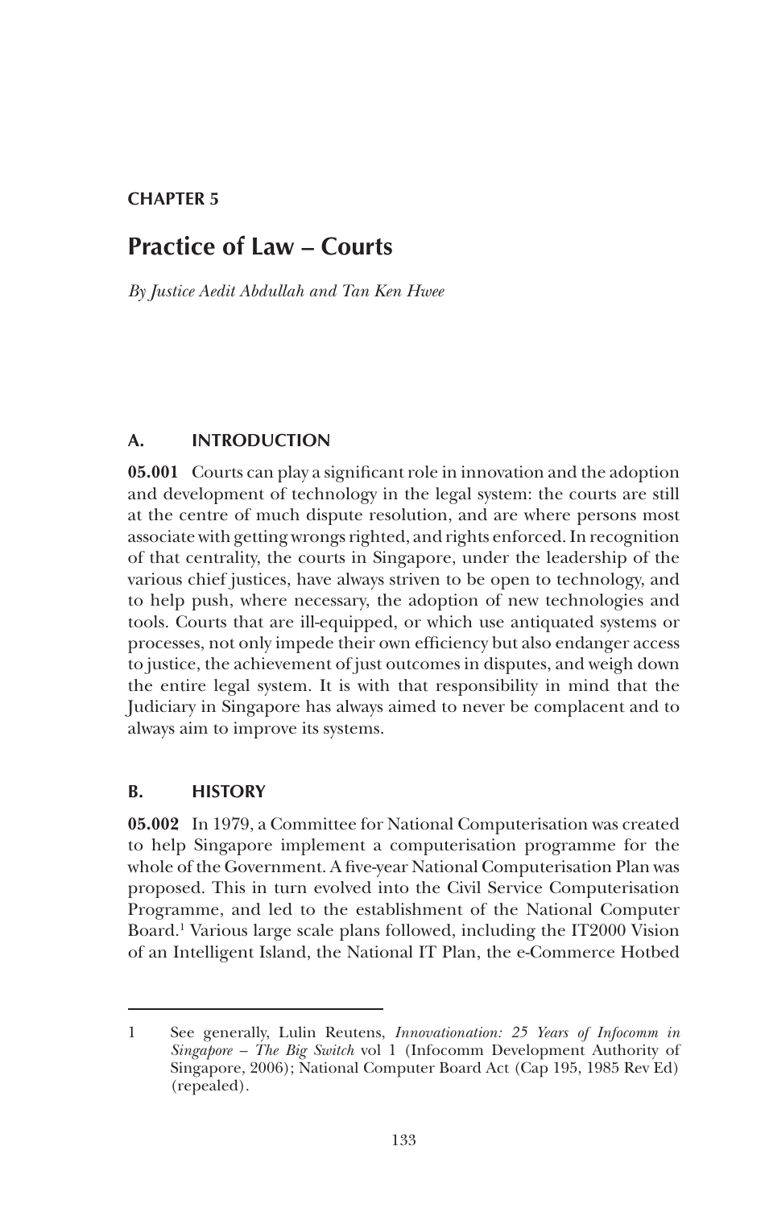**CHAPTER 5**

# Practice of Law – Courts

*By Justice Aedit Abdullah and Tan Ken Hwee*

## A. INTRODUCTION

**05.001** Courts can play a significant role in innovation and the adoption and development of technology in the legal system: the courts are still at the centre of much dispute resolution, and are where persons most associate with getting wrongs righted, and rights enforced. In recognition of that centrality, the courts in Singapore, under the leadership of the various chief justices, have always striven to be open to technology, and to help push, where necessary, the adoption of new technologies and tools. Courts that are ill-equipped, or which use antiquated systems or processes, not only impede their own efficiency but also endanger access to justice, the achievement of just outcomes in disputes, and weigh down the entire legal system. It is with that responsibility in mind that the Judiciary in Singapore has always aimed to never be complacent and to always aim to improve its systems.

## B. HISTORY

**05.002** In 1979, a Committee for National Computerisation was created to help Singapore implement a computerisation programme for the whole of the Government. A five-year National Computerisation Plan was proposed. This in turn evolved into the Civil Service Computerisation Programme, and led to the establishment of the National Computer Board.[1] Various large scale plans followed, including the IT2000 Vision of an Intelligent Island, the National IT Plan, the e-Commerce Hotbed

---

[1] See generally, Lulin Reutens, *Innovationation: 25 Years of Infocomm in Singapore – The Big Switch* vol 1 (Infocomm Development Authority of Singapore, 2006); National Computer Board Act (Cap 195, 1985 Rev Ed) (repealed).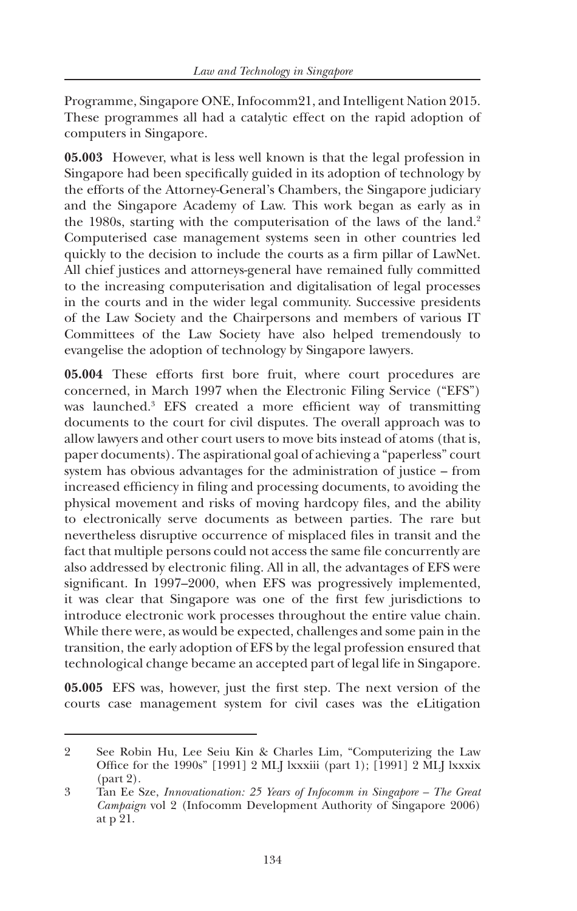Programme, Singapore ONE, Infocomm21, and Intelligent Nation 2015. These programmes all had a catalytic effect on the rapid adoption of computers in Singapore.

**05.003** However, what is less well known is that the legal profession in Singapore had been specifically guided in its adoption of technology by the efforts of the Attorney-General's Chambers, the Singapore judiciary and the Singapore Academy of Law. This work began as early as in the 1980s, starting with the computerisation of the laws of the land.[2] Computerised case management systems seen in other countries led quickly to the decision to include the courts as a firm pillar of LawNet. All chief justices and attorneys-general have remained fully committed to the increasing computerisation and digitalisation of legal processes in the courts and in the wider legal community. Successive presidents of the Law Society and the Chairpersons and members of various IT Committees of the Law Society have also helped tremendously to evangelise the adoption of technology by Singapore lawyers.

**05.004** These efforts first bore fruit, where court procedures are concerned, in March 1997 when the Electronic Filing Service ("EFS") was launched.[3] EFS created a more efficient way of transmitting documents to the court for civil disputes. The overall approach was to allow lawyers and other court users to move bits instead of atoms (that is, paper documents). The aspirational goal of achieving a "paperless" court system has obvious advantages for the administration of justice – from increased efficiency in filing and processing documents, to avoiding the physical movement and risks of moving hardcopy files, and the ability to electronically serve documents as between parties. The rare but nevertheless disruptive occurrence of misplaced files in transit and the fact that multiple persons could not access the same file concurrently are also addressed by electronic filing. All in all, the advantages of EFS were significant. In 1997–2000, when EFS was progressively implemented, it was clear that Singapore was one of the first few jurisdictions to introduce electronic work processes throughout the entire value chain. While there were, as would be expected, challenges and some pain in the transition, the early adoption of EFS by the legal profession ensured that technological change became an accepted part of legal life in Singapore.

**05.005** EFS was, however, just the first step. The next version of the courts case management system for civil cases was the eLitigation

---

2 See Robin Hu, Lee Seiu Kin & Charles Lim, "Computerizing the Law Office for the 1990s" [1991] 2 MLJ lxxxiii (part 1); [1991] 2 MLJ lxxxix (part 2).

3 Tan Ee Sze, *Innovationation: 25 Years of Infocomm in Singapore – The Great Campaign* vol 2 (Infocomm Development Authority of Singapore 2006) at p 21.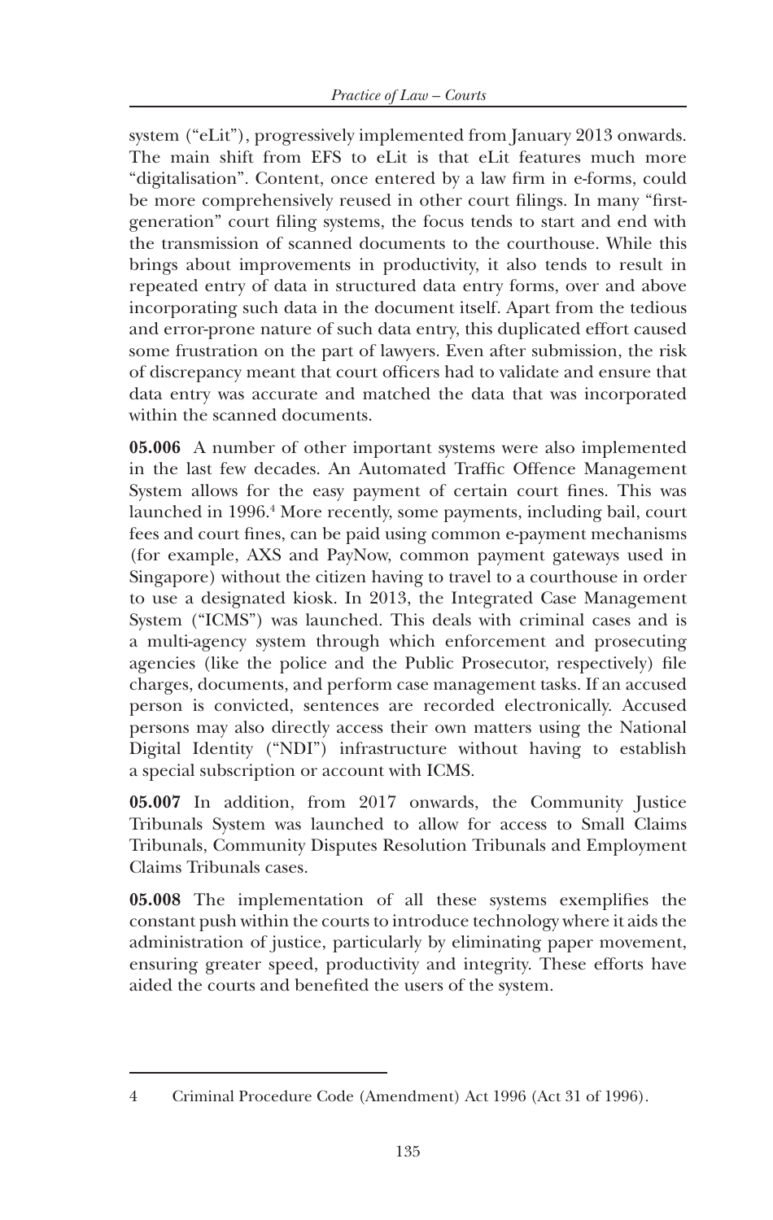system ("eLit"), progressively implemented from January 2013 onwards. The main shift from EFS to eLit is that eLit features much more "digitalisation". Content, once entered by a law firm in e-forms, could be more comprehensively reused in other court filings. In many "first-generation" court filing systems, the focus tends to start and end with the transmission of scanned documents to the courthouse. While this brings about improvements in productivity, it also tends to result in repeated entry of data in structured data entry forms, over and above incorporating such data in the document itself. Apart from the tedious and error-prone nature of such data entry, this duplicated effort caused some frustration on the part of lawyers. Even after submission, the risk of discrepancy meant that court officers had to validate and ensure that data entry was accurate and matched the data that was incorporated within the scanned documents.

**05.006** A number of other important systems were also implemented in the last few decades. An Automated Traffic Offence Management System allows for the easy payment of certain court fines. This was launched in 1996.[4] More recently, some payments, including bail, court fees and court fines, can be paid using common e-payment mechanisms (for example, AXS and PayNow, common payment gateways used in Singapore) without the citizen having to travel to a courthouse in order to use a designated kiosk. In 2013, the Integrated Case Management System ("ICMS") was launched. This deals with criminal cases and is a multi-agency system through which enforcement and prosecuting agencies (like the police and the Public Prosecutor, respectively) file charges, documents, and perform case management tasks. If an accused person is convicted, sentences are recorded electronically. Accused persons may also directly access their own matters using the National Digital Identity ("NDI") infrastructure without having to establish a special subscription or account with ICMS.

**05.007** In addition, from 2017 onwards, the Community Justice Tribunals System was launched to allow for access to Small Claims Tribunals, Community Disputes Resolution Tribunals and Employment Claims Tribunals cases.

**05.008** The implementation of all these systems exemplifies the constant push within the courts to introduce technology where it aids the administration of justice, particularly by eliminating paper movement, ensuring greater speed, productivity and integrity. These efforts have aided the courts and benefited the users of the system.

---

4 Criminal Procedure Code (Amendment) Act 1996 (Act 31 of 1996).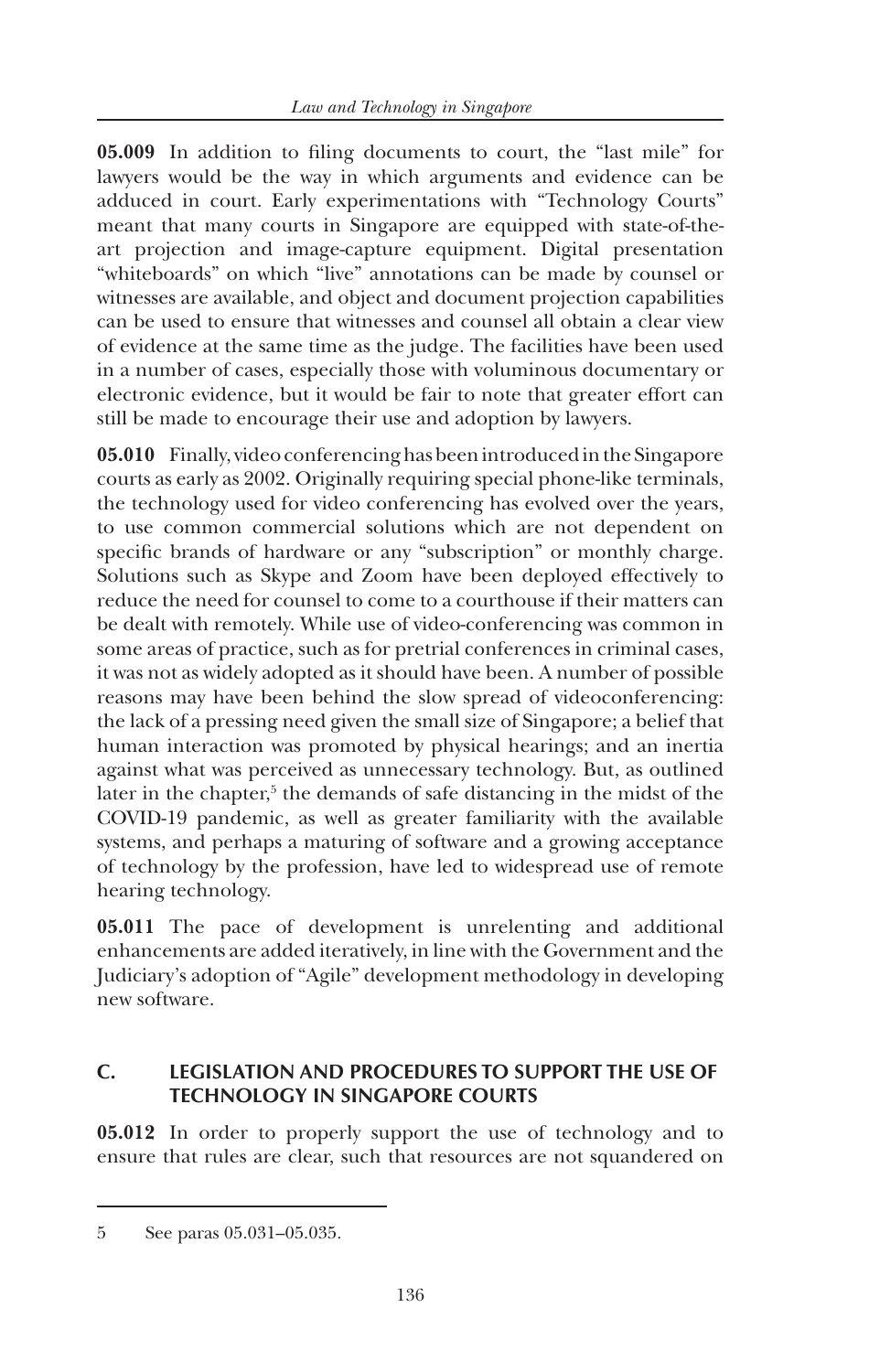**05.009** In addition to filing documents to court, the "last mile" for lawyers would be the way in which arguments and evidence can be adduced in court. Early experimentations with "Technology Courts" meant that many courts in Singapore are equipped with state-of-the-art projection and image-capture equipment. Digital presentation "whiteboards" on which "live" annotations can be made by counsel or witnesses are available, and object and document projection capabilities can be used to ensure that witnesses and counsel all obtain a clear view of evidence at the same time as the judge. The facilities have been used in a number of cases, especially those with voluminous documentary or electronic evidence, but it would be fair to note that greater effort can still be made to encourage their use and adoption by lawyers.

**05.010** Finally, video conferencing has been introduced in the Singapore courts as early as 2002. Originally requiring special phone-like terminals, the technology used for video conferencing has evolved over the years, to use common commercial solutions which are not dependent on specific brands of hardware or any "subscription" or monthly charge. Solutions such as Skype and Zoom have been deployed effectively to reduce the need for counsel to come to a courthouse if their matters can be dealt with remotely. While use of video-conferencing was common in some areas of practice, such as for pretrial conferences in criminal cases, it was not as widely adopted as it should have been. A number of possible reasons may have been behind the slow spread of videoconferencing: the lack of a pressing need given the small size of Singapore; a belief that human interaction was promoted by physical hearings; and an inertia against what was perceived as unnecessary technology. But, as outlined later in the chapter,[5] the demands of safe distancing in the midst of the COVID-19 pandemic, as well as greater familiarity with the available systems, and perhaps a maturing of software and a growing acceptance of technology by the profession, have led to widespread use of remote hearing technology.

**05.011** The pace of development is unrelenting and additional enhancements are added iteratively, in line with the Government and the Judiciary's adoption of "Agile" development methodology in developing new software.

## C. LEGISLATION AND PROCEDURES TO SUPPORT THE USE OF TECHNOLOGY IN SINGAPORE COURTS

**05.012** In order to properly support the use of technology and to ensure that rules are clear, such that resources are not squandered on

---

5 See paras 05.031–05.035.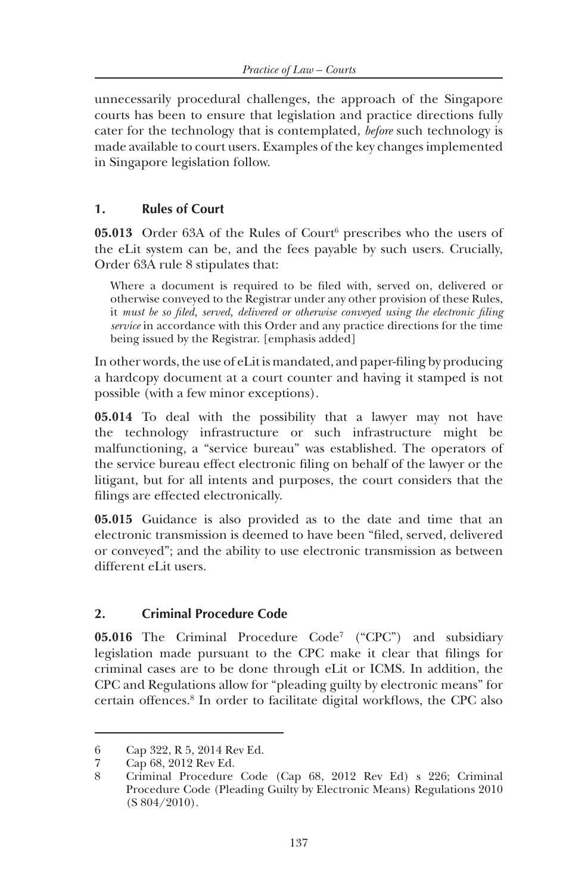unnecessarily procedural challenges, the approach of the Singapore courts has been to ensure that legislation and practice directions fully cater for the technology that is contemplated, *before* such technology is made available to court users. Examples of the key changes implemented in Singapore legislation follow.

## 1. Rules of Court

**05.013** Order 63A of the Rules of Court[6] prescribes who the users of the eLit system can be, and the fees payable by such users. Crucially, Order 63A rule 8 stipulates that:

> Where a document is required to be filed with, served on, delivered or otherwise conveyed to the Registrar under any other provision of these Rules, it *must be so filed, served, delivered or otherwise conveyed using the electronic filing service* in accordance with this Order and any practice directions for the time being issued by the Registrar. [emphasis added]

In other words, the use of eLit is mandated, and paper-filing by producing a hardcopy document at a court counter and having it stamped is not possible (with a few minor exceptions).

**05.014** To deal with the possibility that a lawyer may not have the technology infrastructure or such infrastructure might be malfunctioning, a "service bureau" was established. The operators of the service bureau effect electronic filing on behalf of the lawyer or the litigant, but for all intents and purposes, the court considers that the filings are effected electronically.

**05.015** Guidance is also provided as to the date and time that an electronic transmission is deemed to have been "filed, served, delivered or conveyed"; and the ability to use electronic transmission as between different eLit users.

## 2. Criminal Procedure Code

**05.016** The Criminal Procedure Code[7] ("CPC") and subsidiary legislation made pursuant to the CPC make it clear that filings for criminal cases are to be done through eLit or ICMS. In addition, the CPC and Regulations allow for "pleading guilty by electronic means" for certain offences.[8] In order to facilitate digital workflows, the CPC also

---

6 Cap 322, R 5, 2014 Rev Ed.

7 Cap 68, 2012 Rev Ed.

8 Criminal Procedure Code (Cap 68, 2012 Rev Ed) s 226; Criminal Procedure Code (Pleading Guilty by Electronic Means) Regulations 2010 (S 804/2010).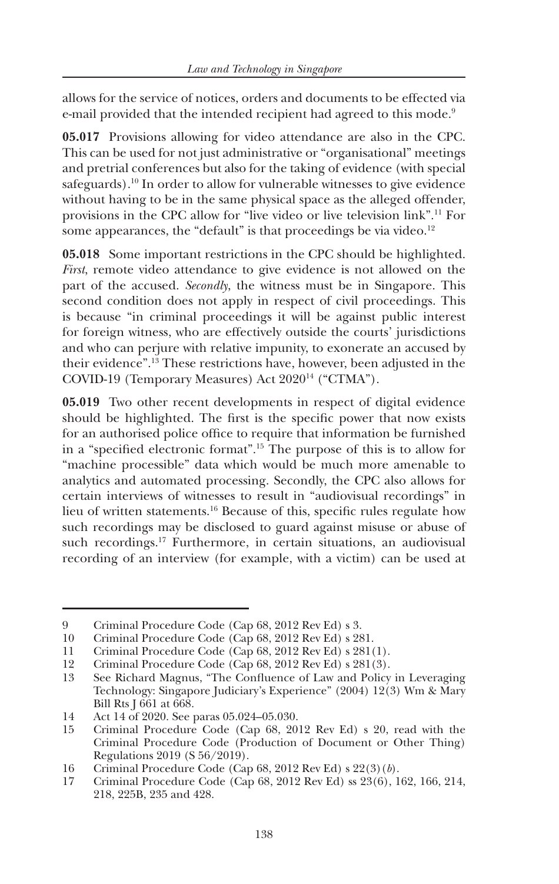allows for the service of notices, orders and documents to be effected via e-mail provided that the intended recipient had agreed to this mode.[9]

**05.017** Provisions allowing for video attendance are also in the CPC. This can be used for not just administrative or "organisational" meetings and pretrial conferences but also for the taking of evidence (with special safeguards).[10] In order to allow for vulnerable witnesses to give evidence without having to be in the same physical space as the alleged offender, provisions in the CPC allow for "live video or live television link".[11] For some appearances, the "default" is that proceedings be via video.[12]

**05.018** Some important restrictions in the CPC should be highlighted. *First*, remote video attendance to give evidence is not allowed on the part of the accused. *Secondly*, the witness must be in Singapore. This second condition does not apply in respect of civil proceedings. This is because "in criminal proceedings it will be against public interest for foreign witness, who are effectively outside the courts' jurisdictions and who can perjure with relative impunity, to exonerate an accused by their evidence".[13] These restrictions have, however, been adjusted in the COVID-19 (Temporary Measures) Act 2020[14] ("CTMA").

**05.019** Two other recent developments in respect of digital evidence should be highlighted. The first is the specific power that now exists for an authorised police office to require that information be furnished in a "specified electronic format".[15] The purpose of this is to allow for "machine processible" data which would be much more amenable to analytics and automated processing. Secondly, the CPC also allows for certain interviews of witnesses to result in "audiovisual recordings" in lieu of written statements.[16] Because of this, specific rules regulate how such recordings may be disclosed to guard against misuse or abuse of such recordings.[17] Furthermore, in certain situations, an audiovisual recording of an interview (for example, with a victim) can be used at

---

9 Criminal Procedure Code (Cap 68, 2012 Rev Ed) s 3.

10 Criminal Procedure Code (Cap 68, 2012 Rev Ed) s 281.

11 Criminal Procedure Code (Cap 68, 2012 Rev Ed) s 281(1).

12 Criminal Procedure Code (Cap 68, 2012 Rev Ed) s 281(3).

13 See Richard Magnus, "The Confluence of Law and Policy in Leveraging Technology: Singapore Judiciary's Experience" (2004) 12(3) Wm & Mary Bill Rts J 661 at 668.

14 Act 14 of 2020. See paras 05.024–05.030.

15 Criminal Procedure Code (Cap 68, 2012 Rev Ed) s 20, read with the Criminal Procedure Code (Production of Document or Other Thing) Regulations 2019 (S 56/2019).

16 Criminal Procedure Code (Cap 68, 2012 Rev Ed) s 22(3)(*b*).

17 Criminal Procedure Code (Cap 68, 2012 Rev Ed) ss 23(6), 162, 166, 214, 218, 225B, 235 and 428.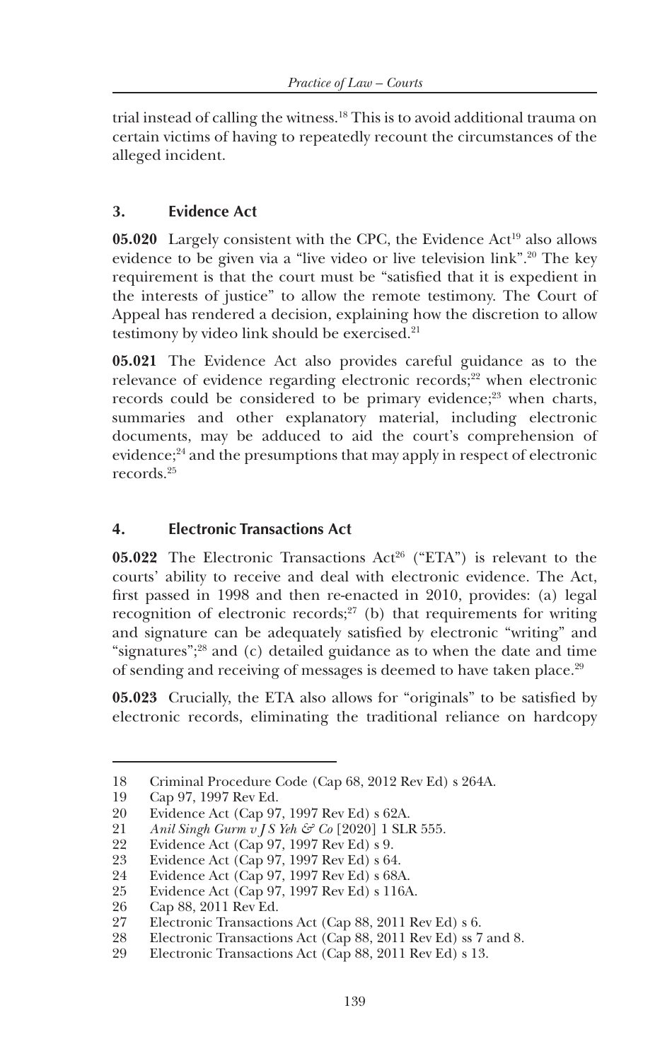trial instead of calling the witness.[18] This is to avoid additional trauma on certain victims of having to repeatedly recount the circumstances of the alleged incident.

### 3. Evidence Act

**05.020** Largely consistent with the CPC, the Evidence Act[19] also allows evidence to be given via a "live video or live television link".[20] The key requirement is that the court must be "satisfied that it is expedient in the interests of justice" to allow the remote testimony. The Court of Appeal has rendered a decision, explaining how the discretion to allow testimony by video link should be exercised.[21]

**05.021** The Evidence Act also provides careful guidance as to the relevance of evidence regarding electronic records;[22] when electronic records could be considered to be primary evidence;[23] when charts, summaries and other explanatory material, including electronic documents, may be adduced to aid the court's comprehension of evidence;[24] and the presumptions that may apply in respect of electronic records.[25]

### 4. Electronic Transactions Act

**05.022** The Electronic Transactions Act[26] ("ETA") is relevant to the courts' ability to receive and deal with electronic evidence. The Act, first passed in 1998 and then re-enacted in 2010, provides: (a) legal recognition of electronic records;[27] (b) that requirements for writing and signature can be adequately satisfied by electronic "writing" and "signatures";[28] and (c) detailed guidance as to when the date and time of sending and receiving of messages is deemed to have taken place.[29]

**05.023** Crucially, the ETA also allows for "originals" to be satisfied by electronic records, eliminating the traditional reliance on hardcopy

---

18 Criminal Procedure Code (Cap 68, 2012 Rev Ed) s 264A.
19 Cap 97, 1997 Rev Ed.
20 Evidence Act (Cap 97, 1997 Rev Ed) s 62A.
21 *Anil Singh Gurm v J S Yeh & Co* [2020] 1 SLR 555.
22 Evidence Act (Cap 97, 1997 Rev Ed) s 9.
23 Evidence Act (Cap 97, 1997 Rev Ed) s 64.
24 Evidence Act (Cap 97, 1997 Rev Ed) s 68A.
25 Evidence Act (Cap 97, 1997 Rev Ed) s 116A.
26 Cap 88, 2011 Rev Ed.
27 Electronic Transactions Act (Cap 88, 2011 Rev Ed) s 6.
28 Electronic Transactions Act (Cap 88, 2011 Rev Ed) ss 7 and 8.
29 Electronic Transactions Act (Cap 88, 2011 Rev Ed) s 13.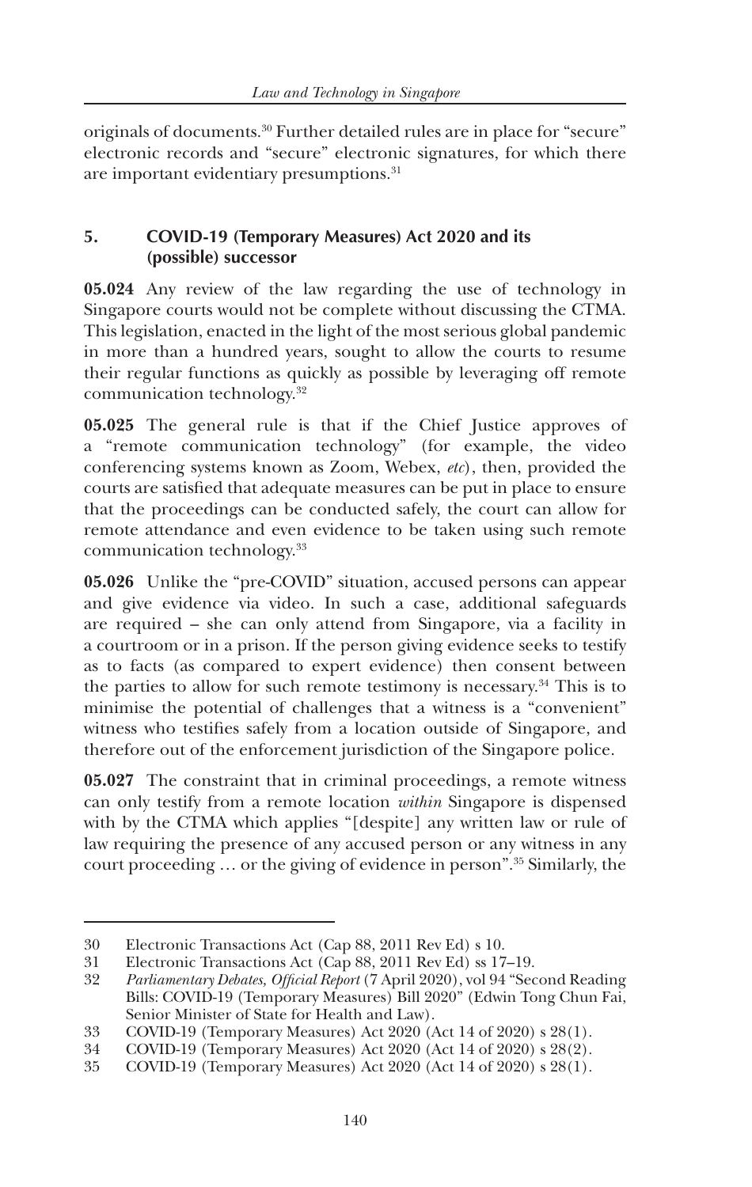originals of documents.[30] Further detailed rules are in place for "secure" electronic records and "secure" electronic signatures, for which there are important evidentiary presumptions.[31]

## 5. COVID-19 (Temporary Measures) Act 2020 and its (possible) successor

**05.024** Any review of the law regarding the use of technology in Singapore courts would not be complete without discussing the CTMA. This legislation, enacted in the light of the most serious global pandemic in more than a hundred years, sought to allow the courts to resume their regular functions as quickly as possible by leveraging off remote communication technology.[32]

**05.025** The general rule is that if the Chief Justice approves of a "remote communication technology" (for example, the video conferencing systems known as Zoom, Webex, *etc*), then, provided the courts are satisfied that adequate measures can be put in place to ensure that the proceedings can be conducted safely, the court can allow for remote attendance and even evidence to be taken using such remote communication technology.[33]

**05.026** Unlike the "pre-COVID" situation, accused persons can appear and give evidence via video. In such a case, additional safeguards are required – she can only attend from Singapore, via a facility in a courtroom or in a prison. If the person giving evidence seeks to testify as to facts (as compared to expert evidence) then consent between the parties to allow for such remote testimony is necessary.[34] This is to minimise the potential of challenges that a witness is a "convenient" witness who testifies safely from a location outside of Singapore, and therefore out of the enforcement jurisdiction of the Singapore police.

**05.027** The constraint that in criminal proceedings, a remote witness can only testify from a remote location *within* Singapore is dispensed with by the CTMA which applies "[despite] any written law or rule of law requiring the presence of any accused person or any witness in any court proceeding … or the giving of evidence in person".[35] Similarly, the

---

30 Electronic Transactions Act (Cap 88, 2011 Rev Ed) s 10.

31 Electronic Transactions Act (Cap 88, 2011 Rev Ed) ss 17–19.

32 *Parliamentary Debates, Official Report* (7 April 2020), vol 94 "Second Reading Bills: COVID-19 (Temporary Measures) Bill 2020" (Edwin Tong Chun Fai, Senior Minister of State for Health and Law).

33 COVID-19 (Temporary Measures) Act 2020 (Act 14 of 2020) s 28(1).

34 COVID-19 (Temporary Measures) Act 2020 (Act 14 of 2020) s 28(2).

35 COVID-19 (Temporary Measures) Act 2020 (Act 14 of 2020) s 28(1).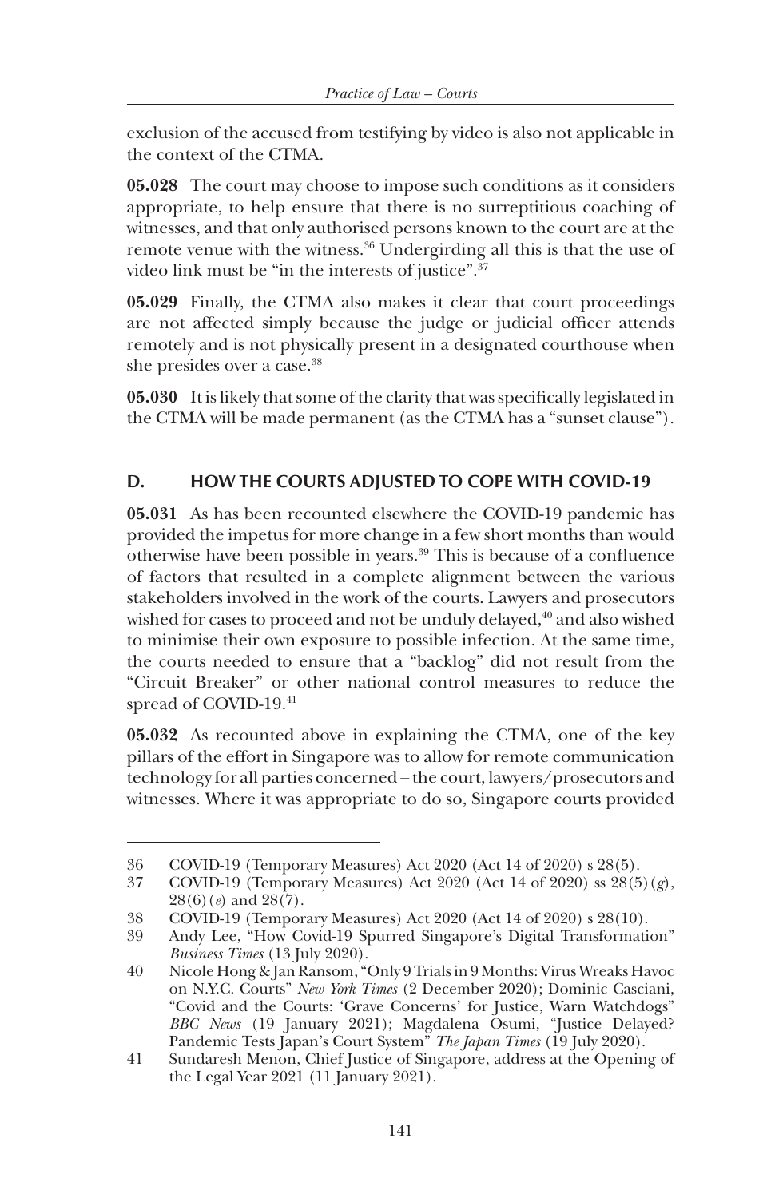exclusion of the accused from testifying by video is also not applicable in the context of the CTMA.

**05.028** The court may choose to impose such conditions as it considers appropriate, to help ensure that there is no surreptitious coaching of witnesses, and that only authorised persons known to the court are at the remote venue with the witness.[36] Undergirding all this is that the use of video link must be "in the interests of justice".[37]

**05.029** Finally, the CTMA also makes it clear that court proceedings are not affected simply because the judge or judicial officer attends remotely and is not physically present in a designated courthouse when she presides over a case.[38]

**05.030** It is likely that some of the clarity that was specifically legislated in the CTMA will be made permanent (as the CTMA has a "sunset clause").

## D. HOW THE COURTS ADJUSTED TO COPE WITH COVID-19

**05.031** As has been recounted elsewhere the COVID-19 pandemic has provided the impetus for more change in a few short months than would otherwise have been possible in years.[39] This is because of a confluence of factors that resulted in a complete alignment between the various stakeholders involved in the work of the courts. Lawyers and prosecutors wished for cases to proceed and not be unduly delayed,[40] and also wished to minimise their own exposure to possible infection. At the same time, the courts needed to ensure that a "backlog" did not result from the "Circuit Breaker" or other national control measures to reduce the spread of COVID-19.[41]

**05.032** As recounted above in explaining the CTMA, one of the key pillars of the effort in Singapore was to allow for remote communication technology for all parties concerned – the court, lawyers/prosecutors and witnesses. Where it was appropriate to do so, Singapore courts provided

---

36 COVID-19 (Temporary Measures) Act 2020 (Act 14 of 2020) s 28(5).

37 COVID-19 (Temporary Measures) Act 2020 (Act 14 of 2020) ss 28(5)(*g*), 28(6)(*e*) and 28(7).

38 COVID-19 (Temporary Measures) Act 2020 (Act 14 of 2020) s 28(10).

39 Andy Lee, "How Covid-19 Spurred Singapore's Digital Transformation" *Business Times* (13 July 2020).

40 Nicole Hong & Jan Ransom, "Only 9 Trials in 9 Months: Virus Wreaks Havoc on N.Y.C. Courts" *New York Times* (2 December 2020); Dominic Casciani, "Covid and the Courts: 'Grave Concerns' for Justice, Warn Watchdogs" *BBC News* (19 January 2021); Magdalena Osumi, "Justice Delayed? Pandemic Tests Japan's Court System" *The Japan Times* (19 July 2020).

41 Sundaresh Menon, Chief Justice of Singapore, address at the Opening of the Legal Year 2021 (11 January 2021).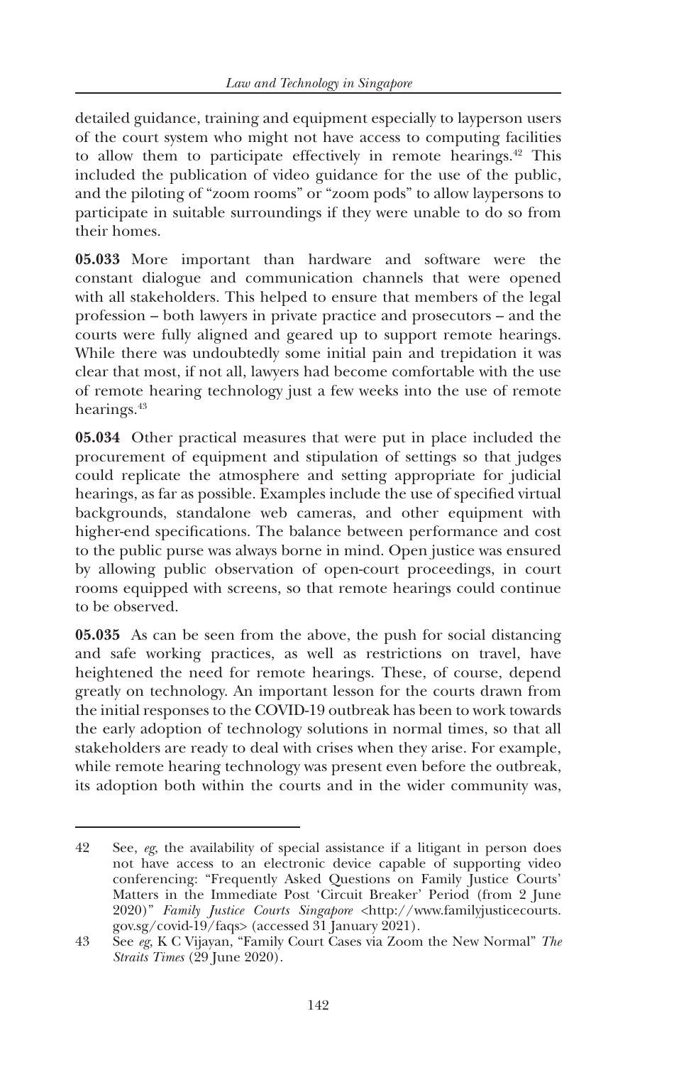detailed guidance, training and equipment especially to layperson users of the court system who might not have access to computing facilities to allow them to participate effectively in remote hearings.[42] This included the publication of video guidance for the use of the public, and the piloting of "zoom rooms" or "zoom pods" to allow laypersons to participate in suitable surroundings if they were unable to do so from their homes.

**05.033** More important than hardware and software were the constant dialogue and communication channels that were opened with all stakeholders. This helped to ensure that members of the legal profession – both lawyers in private practice and prosecutors – and the courts were fully aligned and geared up to support remote hearings. While there was undoubtedly some initial pain and trepidation it was clear that most, if not all, lawyers had become comfortable with the use of remote hearing technology just a few weeks into the use of remote hearings.[43]

**05.034** Other practical measures that were put in place included the procurement of equipment and stipulation of settings so that judges could replicate the atmosphere and setting appropriate for judicial hearings, as far as possible. Examples include the use of specified virtual backgrounds, standalone web cameras, and other equipment with higher-end specifications. The balance between performance and cost to the public purse was always borne in mind. Open justice was ensured by allowing public observation of open-court proceedings, in court rooms equipped with screens, so that remote hearings could continue to be observed.

**05.035** As can be seen from the above, the push for social distancing and safe working practices, as well as restrictions on travel, have heightened the need for remote hearings. These, of course, depend greatly on technology. An important lesson for the courts drawn from the initial responses to the COVID-19 outbreak has been to work towards the early adoption of technology solutions in normal times, so that all stakeholders are ready to deal with crises when they arise. For example, while remote hearing technology was present even before the outbreak, its adoption both within the courts and in the wider community was,

---

42 See, *eg*, the availability of special assistance if a litigant in person does not have access to an electronic device capable of supporting video conferencing: "Frequently Asked Questions on Family Justice Courts' Matters in the Immediate Post 'Circuit Breaker' Period (from 2 June 2020)" *Family Justice Courts Singapore* <http://www.familyjusticecourts.gov.sg/covid-19/faqs> (accessed 31 January 2021).

43 See *eg*, K C Vijayan, "Family Court Cases via Zoom the New Normal" *The Straits Times* (29 June 2020).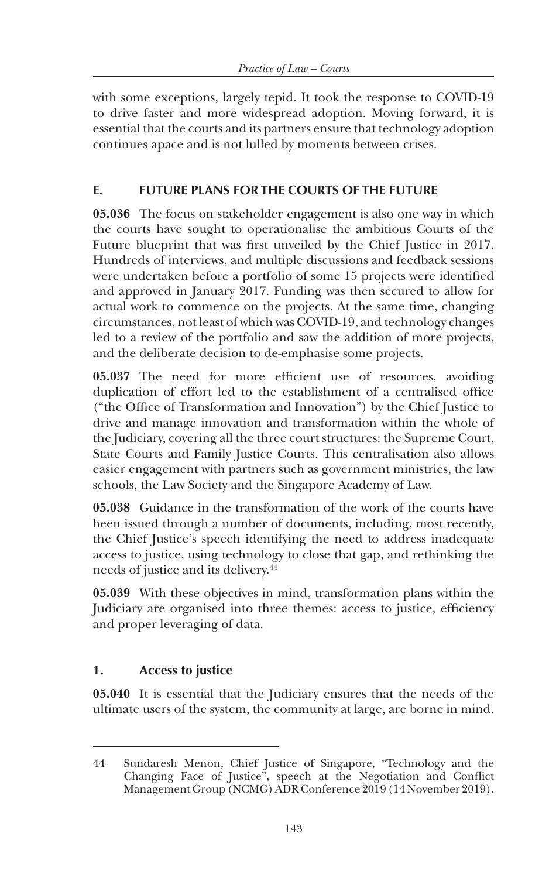with some exceptions, largely tepid. It took the response to COVID-19 to drive faster and more widespread adoption. Moving forward, it is essential that the courts and its partners ensure that technology adoption continues apace and is not lulled by moments between crises.

## E. FUTURE PLANS FOR THE COURTS OF THE FUTURE

**05.036** The focus on stakeholder engagement is also one way in which the courts have sought to operationalise the ambitious Courts of the Future blueprint that was first unveiled by the Chief Justice in 2017. Hundreds of interviews, and multiple discussions and feedback sessions were undertaken before a portfolio of some 15 projects were identified and approved in January 2017. Funding was then secured to allow for actual work to commence on the projects. At the same time, changing circumstances, not least of which was COVID-19, and technology changes led to a review of the portfolio and saw the addition of more projects, and the deliberate decision to de-emphasise some projects.

**05.037** The need for more efficient use of resources, avoiding duplication of effort led to the establishment of a centralised office ("the Office of Transformation and Innovation") by the Chief Justice to drive and manage innovation and transformation within the whole of the Judiciary, covering all the three court structures: the Supreme Court, State Courts and Family Justice Courts. This centralisation also allows easier engagement with partners such as government ministries, the law schools, the Law Society and the Singapore Academy of Law.

**05.038** Guidance in the transformation of the work of the courts have been issued through a number of documents, including, most recently, the Chief Justice's speech identifying the need to address inadequate access to justice, using technology to close that gap, and rethinking the needs of justice and its delivery.[44]

**05.039** With these objectives in mind, transformation plans within the Judiciary are organised into three themes: access to justice, efficiency and proper leveraging of data.

### 1. Access to justice

**05.040** It is essential that the Judiciary ensures that the needs of the ultimate users of the system, the community at large, are borne in mind.

---

44 Sundaresh Menon, Chief Justice of Singapore, "Technology and the Changing Face of Justice", speech at the Negotiation and Conflict Management Group (NCMG) ADR Conference 2019 (14 November 2019).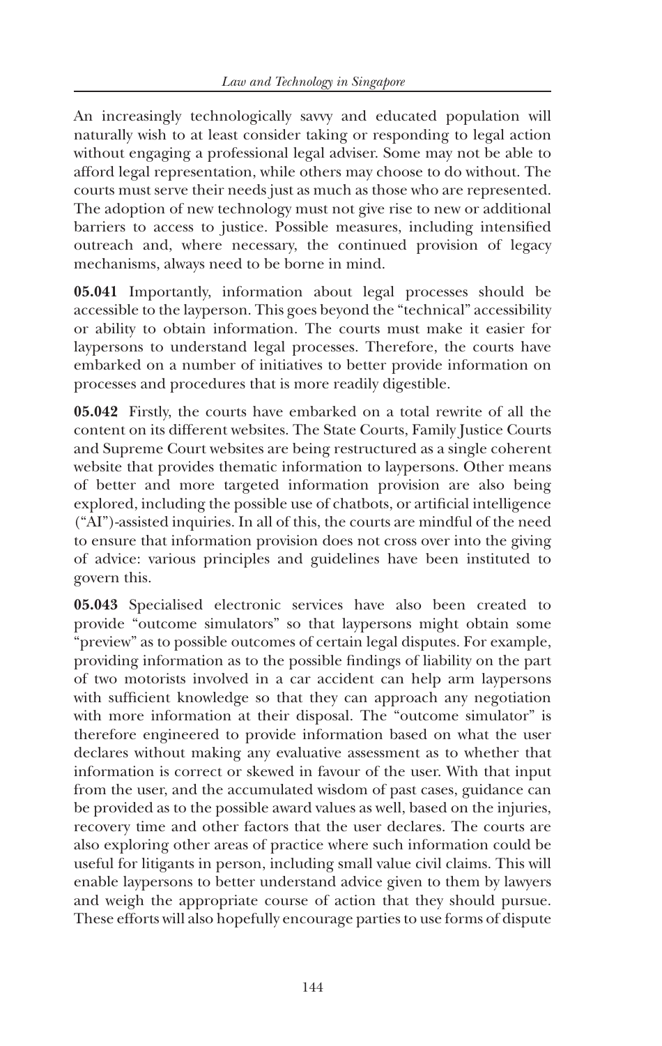An increasingly technologically savvy and educated population will naturally wish to at least consider taking or responding to legal action without engaging a professional legal adviser. Some may not be able to afford legal representation, while others may choose to do without. The courts must serve their needs just as much as those who are represented. The adoption of new technology must not give rise to new or additional barriers to access to justice. Possible measures, including intensified outreach and, where necessary, the continued provision of legacy mechanisms, always need to be borne in mind.

**05.041** Importantly, information about legal processes should be accessible to the layperson. This goes beyond the "technical" accessibility or ability to obtain information. The courts must make it easier for laypersons to understand legal processes. Therefore, the courts have embarked on a number of initiatives to better provide information on processes and procedures that is more readily digestible.

**05.042** Firstly, the courts have embarked on a total rewrite of all the content on its different websites. The State Courts, Family Justice Courts and Supreme Court websites are being restructured as a single coherent website that provides thematic information to laypersons. Other means of better and more targeted information provision are also being explored, including the possible use of chatbots, or artificial intelligence ("AI")-assisted inquiries. In all of this, the courts are mindful of the need to ensure that information provision does not cross over into the giving of advice: various principles and guidelines have been instituted to govern this.

**05.043** Specialised electronic services have also been created to provide "outcome simulators" so that laypersons might obtain some "preview" as to possible outcomes of certain legal disputes. For example, providing information as to the possible findings of liability on the part of two motorists involved in a car accident can help arm laypersons with sufficient knowledge so that they can approach any negotiation with more information at their disposal. The "outcome simulator" is therefore engineered to provide information based on what the user declares without making any evaluative assessment as to whether that information is correct or skewed in favour of the user. With that input from the user, and the accumulated wisdom of past cases, guidance can be provided as to the possible award values as well, based on the injuries, recovery time and other factors that the user declares. The courts are also exploring other areas of practice where such information could be useful for litigants in person, including small value civil claims. This will enable laypersons to better understand advice given to them by lawyers and weigh the appropriate course of action that they should pursue. These efforts will also hopefully encourage parties to use forms of dispute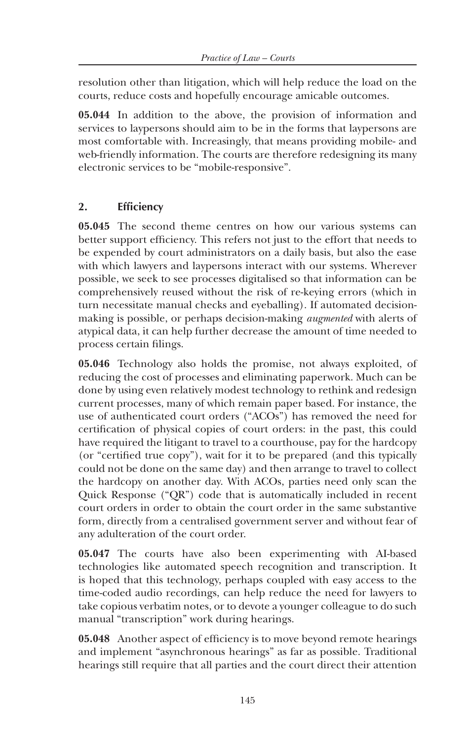resolution other than litigation, which will help reduce the load on the courts, reduce costs and hopefully encourage amicable outcomes.

**05.044** In addition to the above, the provision of information and services to laypersons should aim to be in the forms that laypersons are most comfortable with. Increasingly, that means providing mobile- and web-friendly information. The courts are therefore redesigning its many electronic services to be "mobile-responsive".

## 2. Efficiency

**05.045** The second theme centres on how our various systems can better support efficiency. This refers not just to the effort that needs to be expended by court administrators on a daily basis, but also the ease with which lawyers and laypersons interact with our systems. Wherever possible, we seek to see processes digitalised so that information can be comprehensively reused without the risk of re-keying errors (which in turn necessitate manual checks and eyeballing). If automated decision-making is possible, or perhaps decision-making *augmented* with alerts of atypical data, it can help further decrease the amount of time needed to process certain filings.

**05.046** Technology also holds the promise, not always exploited, of reducing the cost of processes and eliminating paperwork. Much can be done by using even relatively modest technology to rethink and redesign current processes, many of which remain paper based. For instance, the use of authenticated court orders ("ACOs") has removed the need for certification of physical copies of court orders: in the past, this could have required the litigant to travel to a courthouse, pay for the hardcopy (or "certified true copy"), wait for it to be prepared (and this typically could not be done on the same day) and then arrange to travel to collect the hardcopy on another day. With ACOs, parties need only scan the Quick Response ("QR") code that is automatically included in recent court orders in order to obtain the court order in the same substantive form, directly from a centralised government server and without fear of any adulteration of the court order.

**05.047** The courts have also been experimenting with AI-based technologies like automated speech recognition and transcription. It is hoped that this technology, perhaps coupled with easy access to the time-coded audio recordings, can help reduce the need for lawyers to take copious verbatim notes, or to devote a younger colleague to do such manual "transcription" work during hearings.

**05.048** Another aspect of efficiency is to move beyond remote hearings and implement "asynchronous hearings" as far as possible. Traditional hearings still require that all parties and the court direct their attention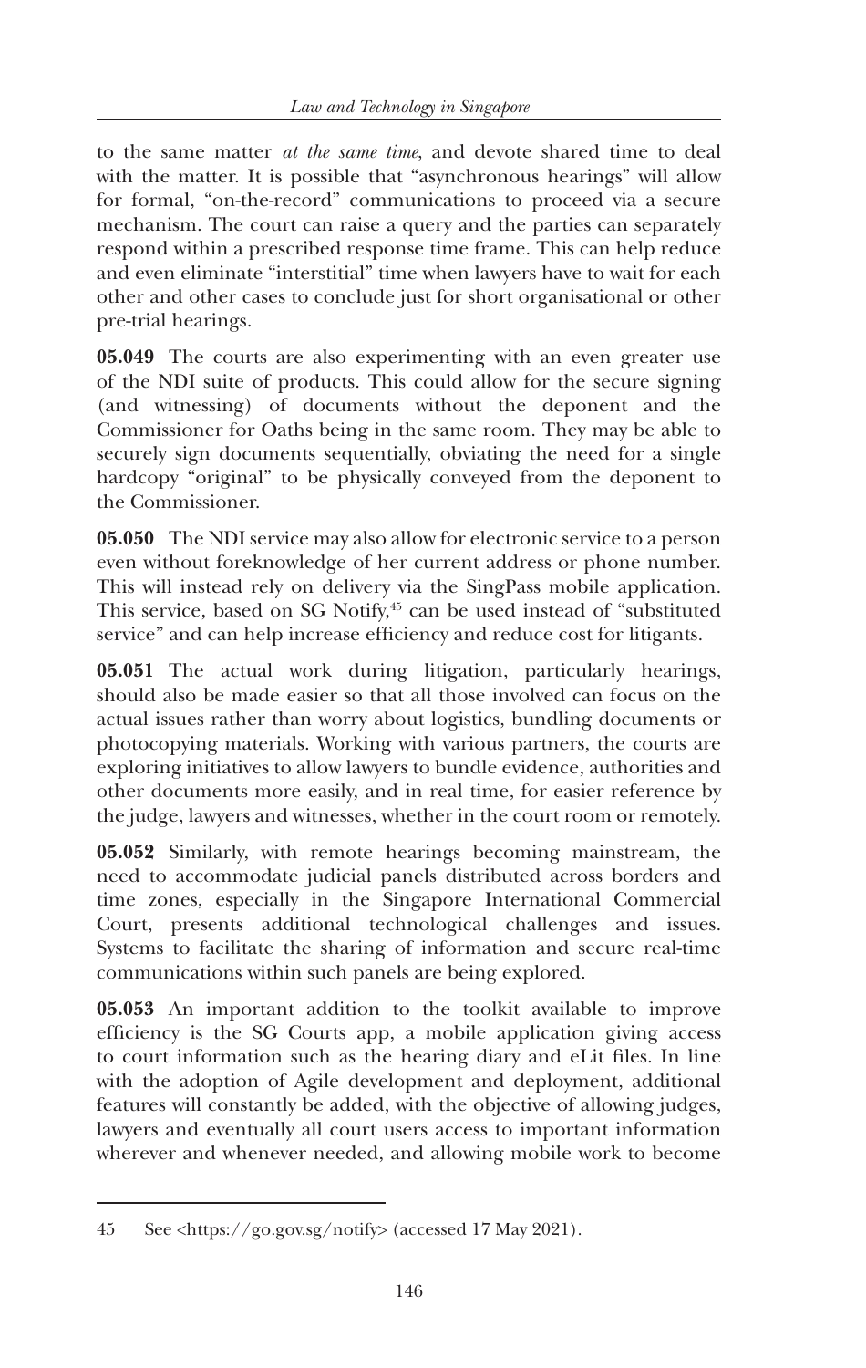to the same matter *at the same time*, and devote shared time to deal with the matter. It is possible that "asynchronous hearings" will allow for formal, "on-the-record" communications to proceed via a secure mechanism. The court can raise a query and the parties can separately respond within a prescribed response time frame. This can help reduce and even eliminate "interstitial" time when lawyers have to wait for each other and other cases to conclude just for short organisational or other pre-trial hearings.

**05.049** The courts are also experimenting with an even greater use of the NDI suite of products. This could allow for the secure signing (and witnessing) of documents without the deponent and the Commissioner for Oaths being in the same room. They may be able to securely sign documents sequentially, obviating the need for a single hardcopy "original" to be physically conveyed from the deponent to the Commissioner.

**05.050** The NDI service may also allow for electronic service to a person even without foreknowledge of her current address or phone number. This will instead rely on delivery via the SingPass mobile application. This service, based on SG Notify,[45] can be used instead of "substituted service" and can help increase efficiency and reduce cost for litigants.

**05.051** The actual work during litigation, particularly hearings, should also be made easier so that all those involved can focus on the actual issues rather than worry about logistics, bundling documents or photocopying materials. Working with various partners, the courts are exploring initiatives to allow lawyers to bundle evidence, authorities and other documents more easily, and in real time, for easier reference by the judge, lawyers and witnesses, whether in the court room or remotely.

**05.052** Similarly, with remote hearings becoming mainstream, the need to accommodate judicial panels distributed across borders and time zones, especially in the Singapore International Commercial Court, presents additional technological challenges and issues. Systems to facilitate the sharing of information and secure real-time communications within such panels are being explored.

**05.053** An important addition to the toolkit available to improve efficiency is the SG Courts app, a mobile application giving access to court information such as the hearing diary and eLit files. In line with the adoption of Agile development and deployment, additional features will constantly be added, with the objective of allowing judges, lawyers and eventually all court users access to important information wherever and whenever needed, and allowing mobile work to become

---

45 See <https://go.gov.sg/notify> (accessed 17 May 2021).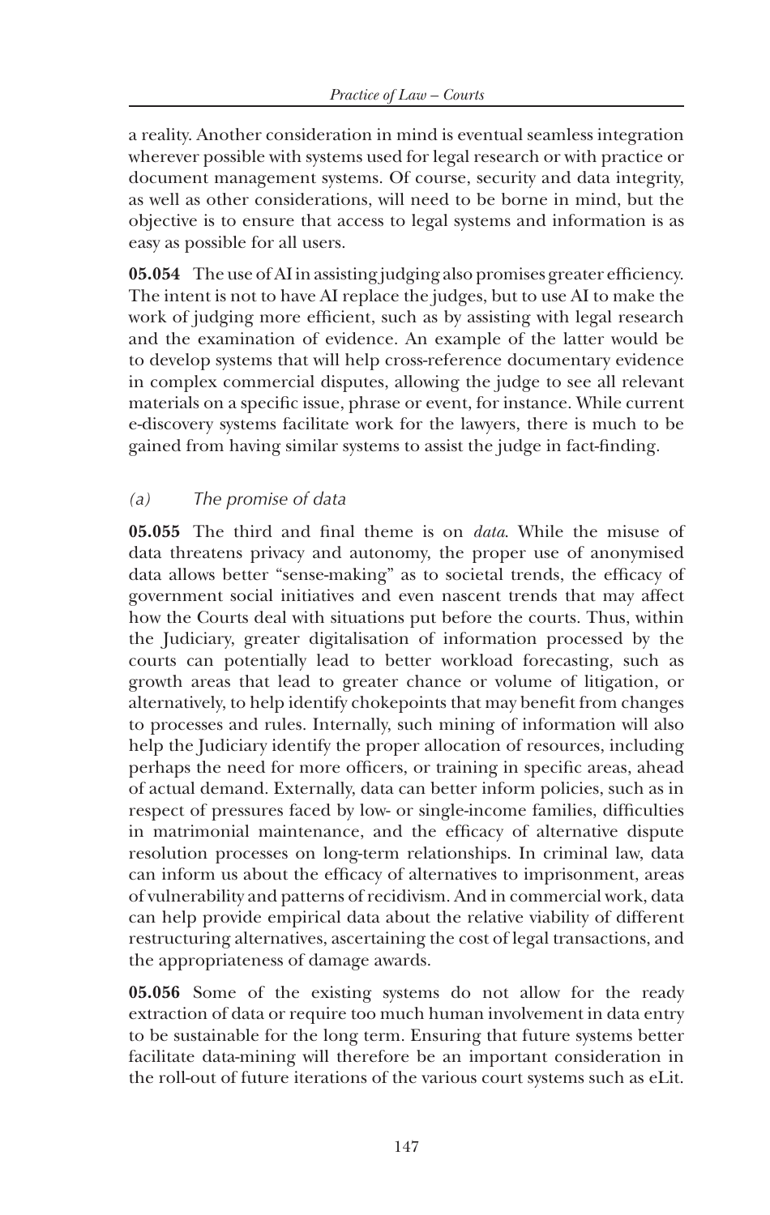a reality. Another consideration in mind is eventual seamless integration wherever possible with systems used for legal research or with practice or document management systems. Of course, security and data integrity, as well as other considerations, will need to be borne in mind, but the objective is to ensure that access to legal systems and information is as easy as possible for all users.

**05.054** The use of AI in assisting judging also promises greater efficiency. The intent is not to have AI replace the judges, but to use AI to make the work of judging more efficient, such as by assisting with legal research and the examination of evidence. An example of the latter would be to develop systems that will help cross-reference documentary evidence in complex commercial disputes, allowing the judge to see all relevant materials on a specific issue, phrase or event, for instance. While current e-discovery systems facilitate work for the lawyers, there is much to be gained from having similar systems to assist the judge in fact-finding.

### *(a) The promise of data*

**05.055** The third and final theme is on *data*. While the misuse of data threatens privacy and autonomy, the proper use of anonymised data allows better "sense-making" as to societal trends, the efficacy of government social initiatives and even nascent trends that may affect how the Courts deal with situations put before the courts. Thus, within the Judiciary, greater digitalisation of information processed by the courts can potentially lead to better workload forecasting, such as growth areas that lead to greater chance or volume of litigation, or alternatively, to help identify chokepoints that may benefit from changes to processes and rules. Internally, such mining of information will also help the Judiciary identify the proper allocation of resources, including perhaps the need for more officers, or training in specific areas, ahead of actual demand. Externally, data can better inform policies, such as in respect of pressures faced by low- or single-income families, difficulties in matrimonial maintenance, and the efficacy of alternative dispute resolution processes on long-term relationships. In criminal law, data can inform us about the efficacy of alternatives to imprisonment, areas of vulnerability and patterns of recidivism. And in commercial work, data can help provide empirical data about the relative viability of different restructuring alternatives, ascertaining the cost of legal transactions, and the appropriateness of damage awards.

**05.056** Some of the existing systems do not allow for the ready extraction of data or require too much human involvement in data entry to be sustainable for the long term. Ensuring that future systems better facilitate data-mining will therefore be an important consideration in the roll-out of future iterations of the various court systems such as eLit.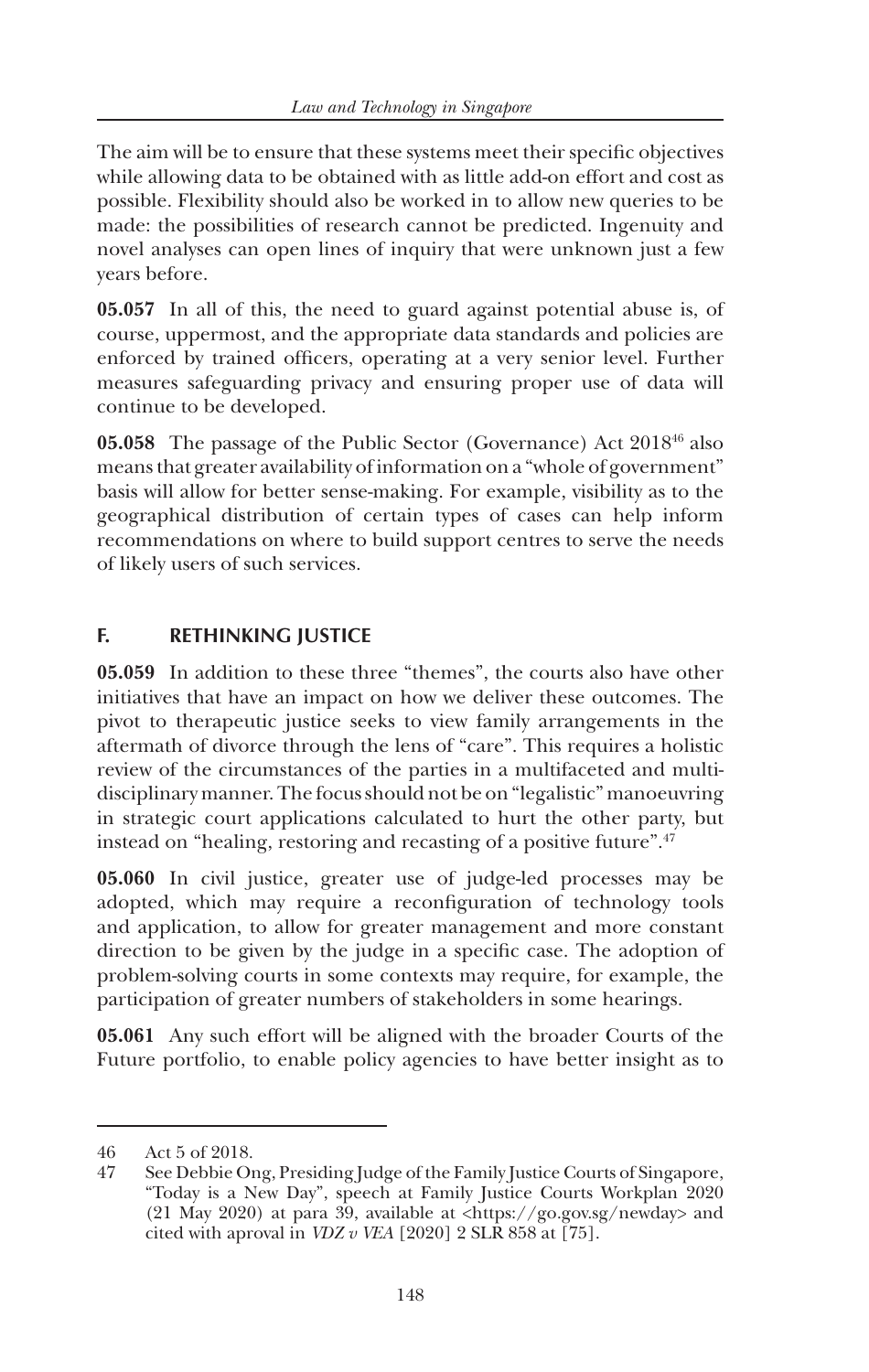The aim will be to ensure that these systems meet their specific objectives while allowing data to be obtained with as little add-on effort and cost as possible. Flexibility should also be worked in to allow new queries to be made: the possibilities of research cannot be predicted. Ingenuity and novel analyses can open lines of inquiry that were unknown just a few years before.

**05.057** In all of this, the need to guard against potential abuse is, of course, uppermost, and the appropriate data standards and policies are enforced by trained officers, operating at a very senior level. Further measures safeguarding privacy and ensuring proper use of data will continue to be developed.

**05.058** The passage of the Public Sector (Governance) Act 2018[46] also means that greater availability of information on a "whole of government" basis will allow for better sense-making. For example, visibility as to the geographical distribution of certain types of cases can help inform recommendations on where to build support centres to serve the needs of likely users of such services.

## F. RETHINKING JUSTICE

**05.059** In addition to these three "themes", the courts also have other initiatives that have an impact on how we deliver these outcomes. The pivot to therapeutic justice seeks to view family arrangements in the aftermath of divorce through the lens of "care". This requires a holistic review of the circumstances of the parties in a multifaceted and multi-disciplinary manner. The focus should not be on "legalistic" manoeuvring in strategic court applications calculated to hurt the other party, but instead on "healing, restoring and recasting of a positive future".[47]

**05.060** In civil justice, greater use of judge-led processes may be adopted, which may require a reconfiguration of technology tools and application, to allow for greater management and more constant direction to be given by the judge in a specific case. The adoption of problem-solving courts in some contexts may require, for example, the participation of greater numbers of stakeholders in some hearings.

**05.061** Any such effort will be aligned with the broader Courts of the Future portfolio, to enable policy agencies to have better insight as to

---

46 Act 5 of 2018.

47 See Debbie Ong, Presiding Judge of the Family Justice Courts of Singapore, "Today is a New Day", speech at Family Justice Courts Workplan 2020 (21 May 2020) at para 39, available at <https://go.gov.sg/newday> and cited with aproval in *VDZ v VEA* [2020] 2 SLR 858 at [75].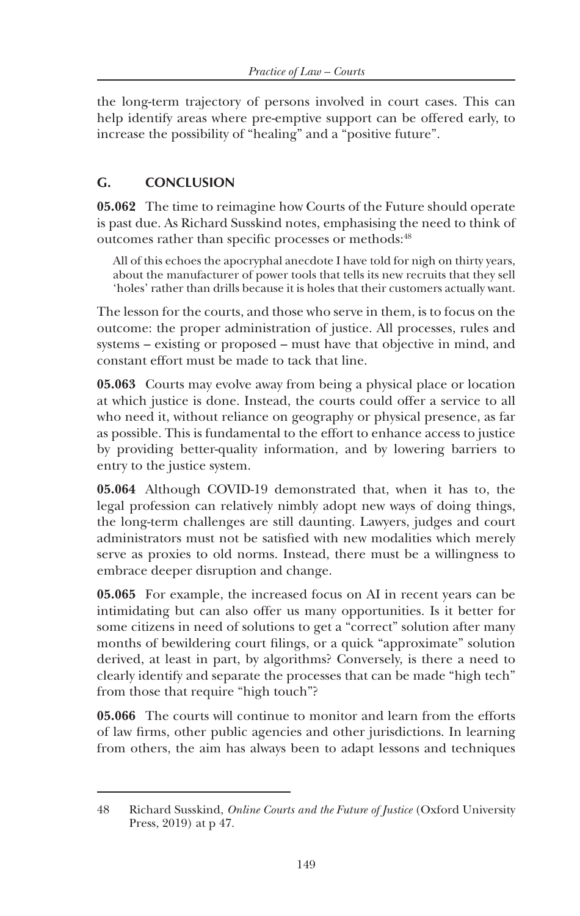the long-term trajectory of persons involved in court cases. This can help identify areas where pre-emptive support can be offered early, to increase the possibility of "healing" and a "positive future".

## G. CONCLUSION

**05.062** The time to reimagine how Courts of the Future should operate is past due. As Richard Susskind notes, emphasising the need to think of outcomes rather than specific processes or methods:[48]

> All of this echoes the apocryphal anecdote I have told for nigh on thirty years, about the manufacturer of power tools that tells its new recruits that they sell 'holes' rather than drills because it is holes that their customers actually want.

The lesson for the courts, and those who serve in them, is to focus on the outcome: the proper administration of justice. All processes, rules and systems – existing or proposed – must have that objective in mind, and constant effort must be made to tack that line.

**05.063** Courts may evolve away from being a physical place or location at which justice is done. Instead, the courts could offer a service to all who need it, without reliance on geography or physical presence, as far as possible. This is fundamental to the effort to enhance access to justice by providing better-quality information, and by lowering barriers to entry to the justice system.

**05.064** Although COVID-19 demonstrated that, when it has to, the legal profession can relatively nimbly adopt new ways of doing things, the long-term challenges are still daunting. Lawyers, judges and court administrators must not be satisfied with new modalities which merely serve as proxies to old norms. Instead, there must be a willingness to embrace deeper disruption and change.

**05.065** For example, the increased focus on AI in recent years can be intimidating but can also offer us many opportunities. Is it better for some citizens in need of solutions to get a "correct" solution after many months of bewildering court filings, or a quick "approximate" solution derived, at least in part, by algorithms? Conversely, is there a need to clearly identify and separate the processes that can be made "high tech" from those that require "high touch"?

**05.066** The courts will continue to monitor and learn from the efforts of law firms, other public agencies and other jurisdictions. In learning from others, the aim has always been to adapt lessons and techniques

---

48 Richard Susskind, *Online Courts and the Future of Justice* (Oxford University Press, 2019) at p 47.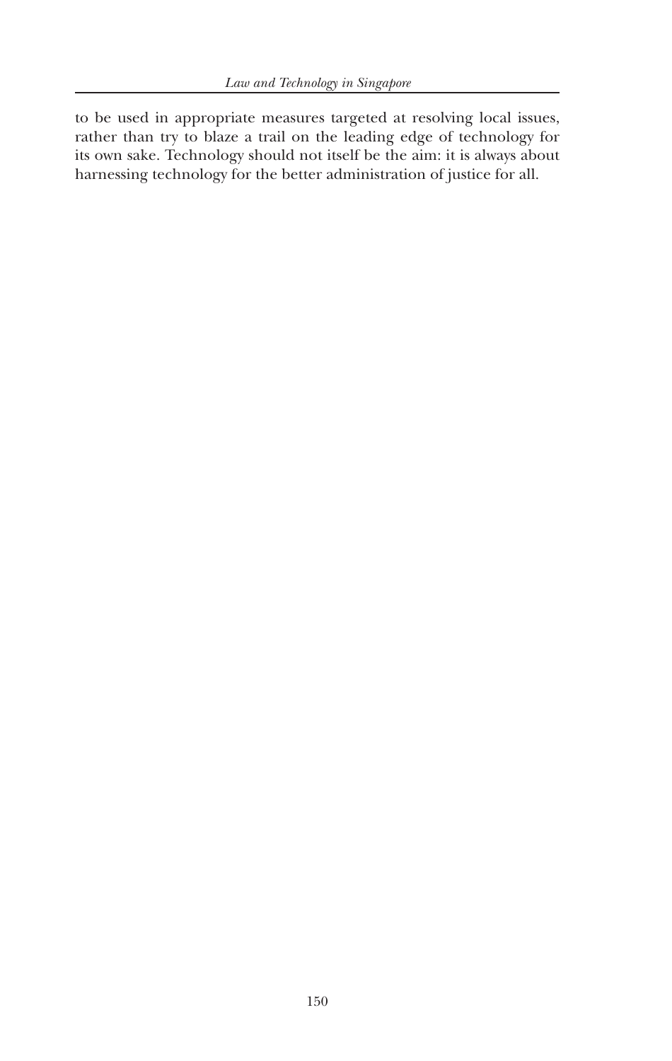to be used in appropriate measures targeted at resolving local issues, rather than try to blaze a trail on the leading edge of technology for its own sake. Technology should not itself be the aim: it is always about harnessing technology for the better administration of justice for all.